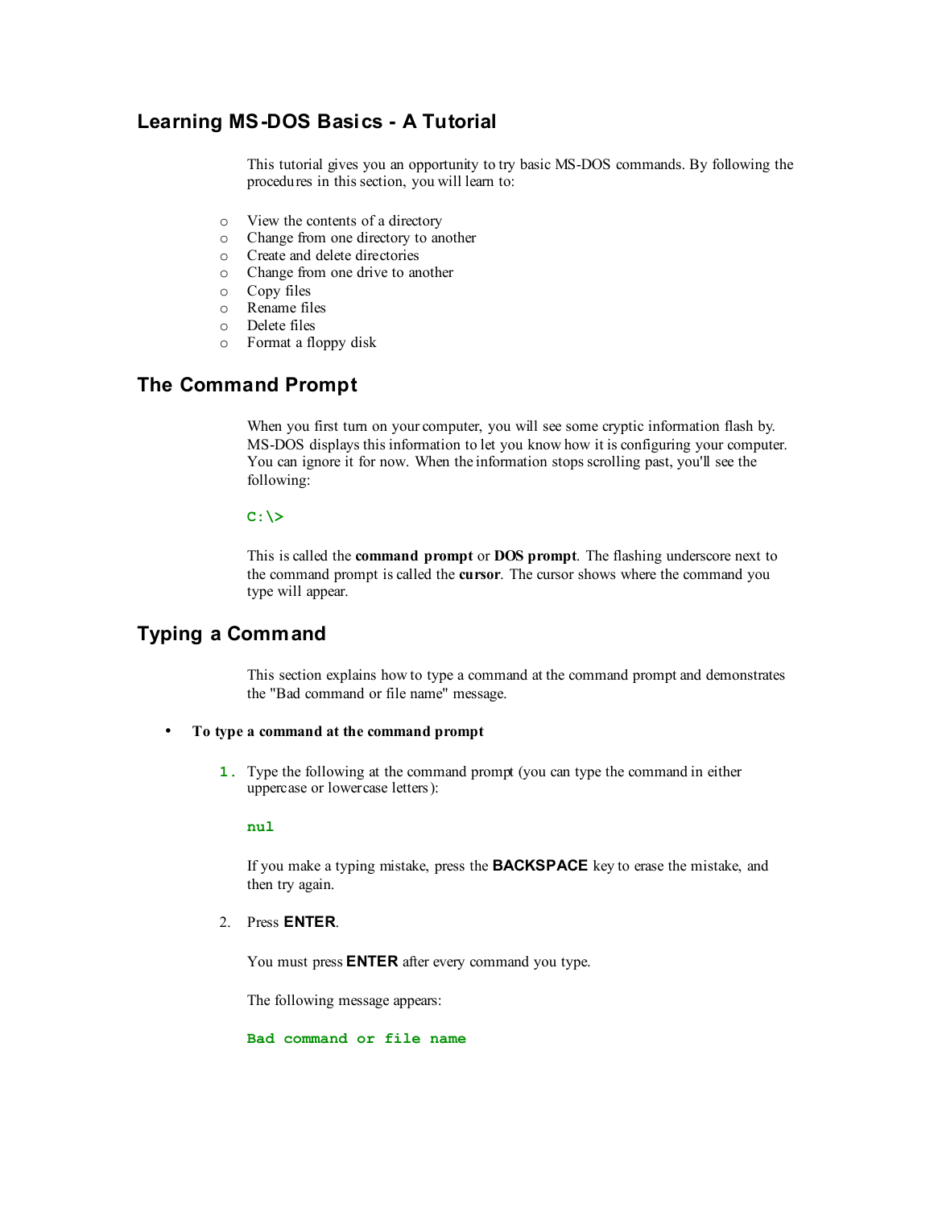## Learning MS-DOS Basics - A Tutorial

This tutorial gives you an opportunity to try basic MS-DOS commands. By following the procedures in this section, you will learn to:

- View the contents of a directory
- Change from one directory to another
- Create and delete directories
- Change from one drive to another
- Copy files
- Rename files
- Delete files
- Format a floppy disk

## The Command Prompt

When you first turn on your computer, you will see some cryptic information flash by. MS-DOS displays this information to let you know how it is configuring your computer. You can ignore it for now. When the information stops scrolling past, you'll see the following:

```
C:\>
```

This is called the **command prompt** or **DOS prompt**. The flashing underscore next to the command prompt is called the **cursor**. The cursor shows where the command you type will appear.

## Typing a Command

This section explains how to type a command at the command prompt and demonstrates the "Bad command or file name" message.

- **To type a command at the command prompt**

1. Type the following at the command prompt (you can type the command in either uppercase or lowercase letters):

   ```
   nul
   ```

   If you make a typing mistake, press the **BACKSPACE** key to erase the mistake, and then try again.

2. Press **ENTER**.

   You must press **ENTER** after every command you type.

   The following message appears:

   ```
   Bad command or file name
   ```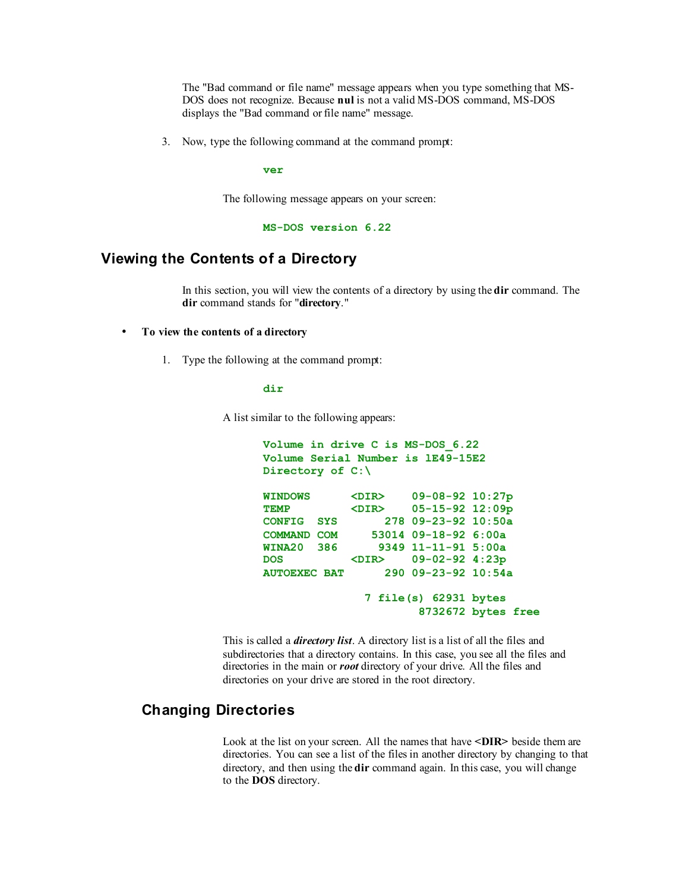The "Bad command or file name" message appears when you type something that MS-DOS does not recognize. Because **nul** is not a valid MS-DOS command, MS-DOS displays the "Bad command or file name" message.

3. Now, type the following command at the command prompt:

```
ver
```

   The following message appears on your screen:

```
MS-DOS version 6.22
```

## Viewing the Contents of a Directory

In this section, you will view the contents of a directory by using the **dir** command. The **dir** command stands for "**directory**."

- **To view the contents of a directory**

1. Type the following at the command prompt:

```
dir
```

   A list similar to the following appears:

```
Volume in drive C is MS-DOS_6.22
Volume Serial Number is 1E49-15E2
Directory of C:\

WINDOWS      <DIR>    09-08-92 10:27p
TEMP         <DIR>    05-15-92 12:09p
CONFIG  SYS       278 09-23-92 10:50a
COMMAND COM     53014 09-18-92 6:00a
WINA20  386      9349 11-11-91 5:00a
DOS          <DIR>    09-02-92 4:23p
AUTOEXEC BAT      290 09-23-92 10:54a

               7 file(s) 62931 bytes
                       8732672 bytes free
```

   This is called a ***directory list***. A directory list is a list of all the files and subdirectories that a directory contains. In this case, you see all the files and directories in the main or ***root*** directory of your drive. All the files and directories on your drive are stored in the root directory.

## Changing Directories

Look at the list on your screen. All the names that have **<DIR>** beside them are directories. You can see a list of the files in another directory by changing to that directory, and then using the **dir** command again. In this case, you will change to the **DOS** directory.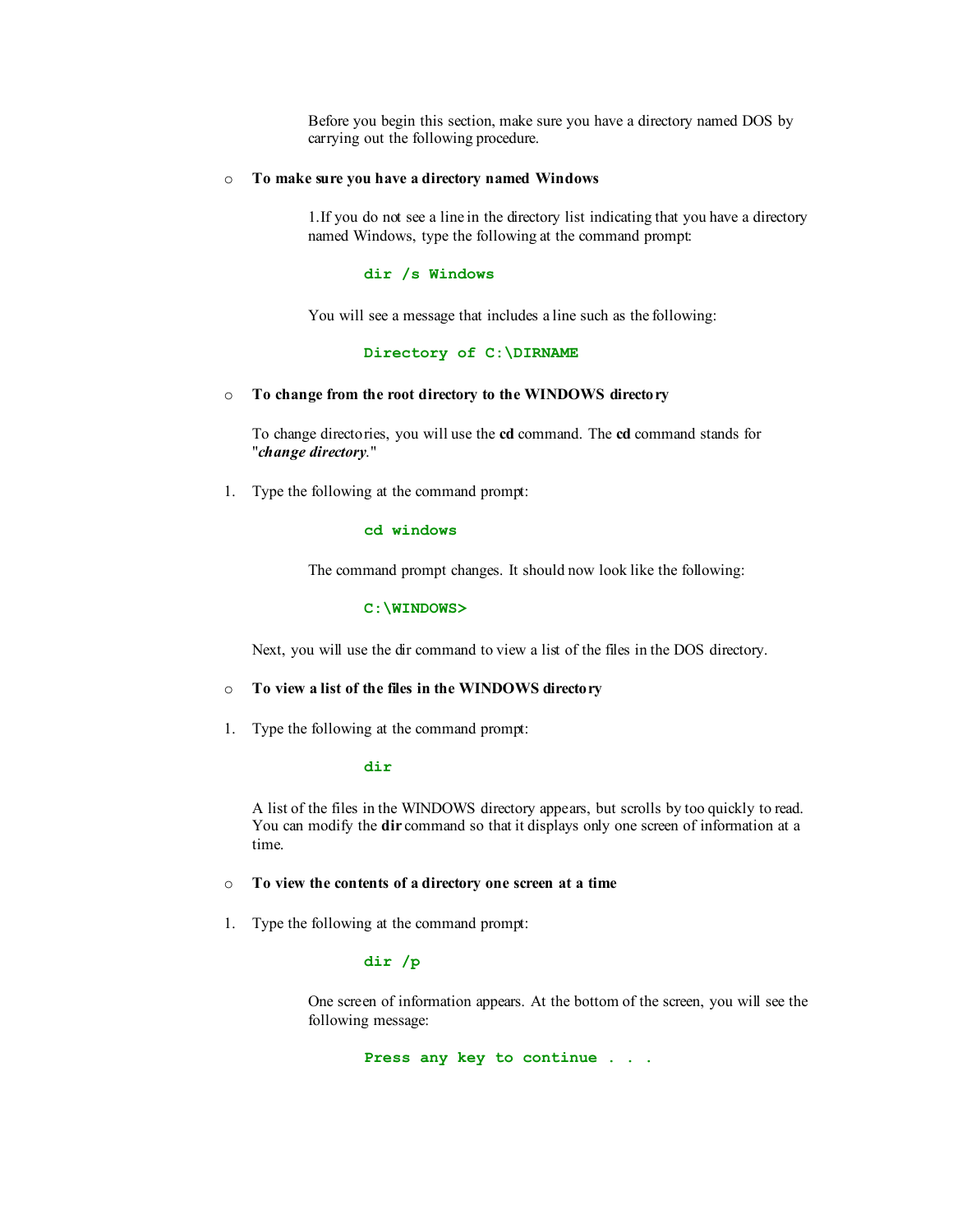Before you begin this section, make sure you have a directory named DOS by carrying out the following procedure.

- **To make sure you have a directory named Windows**

1. If you do not see a line in the directory list indicating that you have a directory named Windows, type the following at the command prompt:

```
dir /s Windows
```

You will see a message that includes a line such as the following:

```
Directory of C:\DIRNAME
```

- **To change from the root directory to the WINDOWS directory**

To change directories, you will use the **cd** command. The **cd** command stands for "***change directory***."

1. Type the following at the command prompt:

```
cd windows
```

The command prompt changes. It should now look like the following:

```
C:\WINDOWS>
```

Next, you will use the dir command to view a list of the files in the DOS directory.

- **To view a list of the files in the WINDOWS directory**

1. Type the following at the command prompt:

```
dir
```

A list of the files in the WINDOWS directory appears, but scrolls by too quickly to read. You can modify the **dir** command so that it displays only one screen of information at a time.

- **To view the contents of a directory one screen at a time**

1. Type the following at the command prompt:

```
dir /p
```

One screen of information appears. At the bottom of the screen, you will see the following message:

```
Press any key to continue . . .
```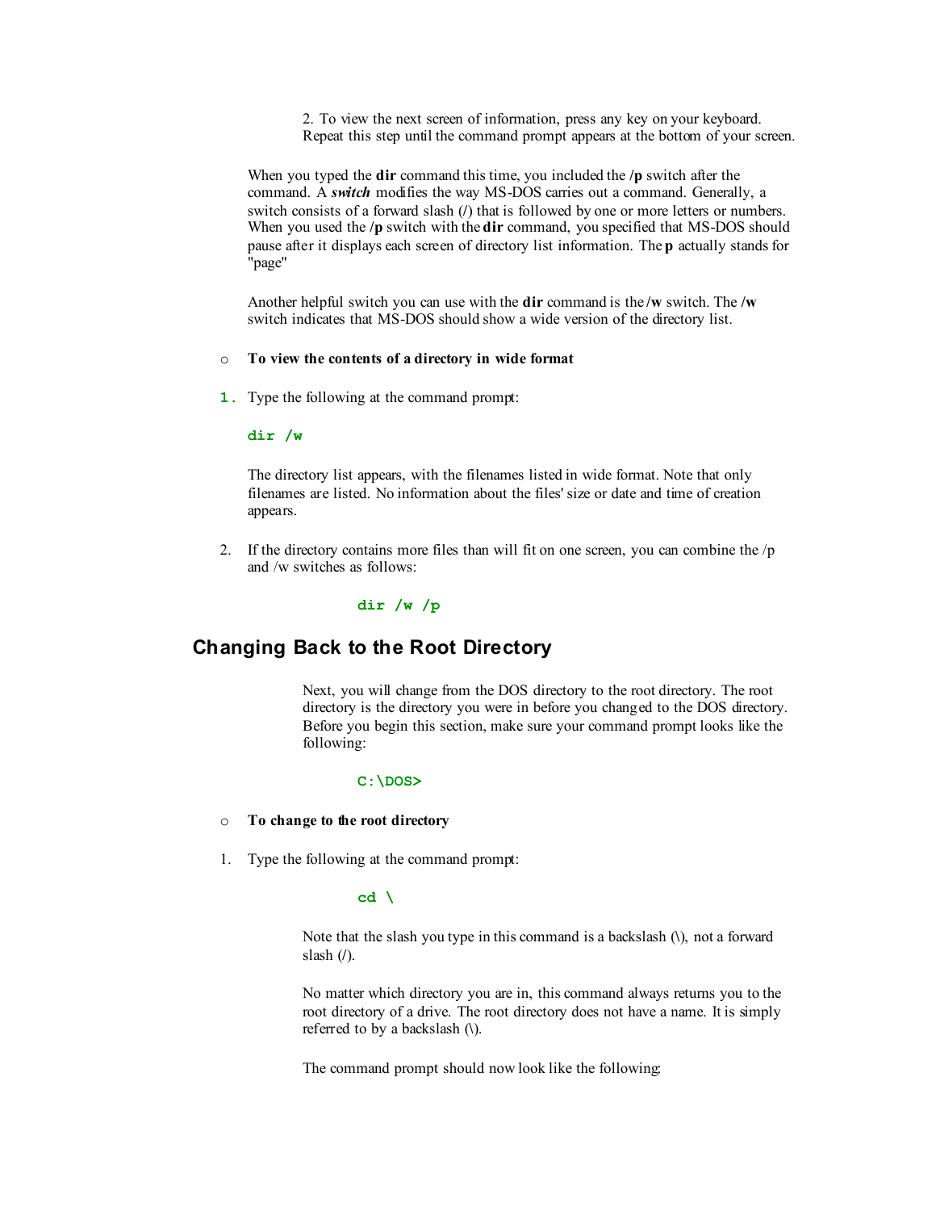2. To view the next screen of information, press any key on your keyboard. Repeat this step until the command prompt appears at the bottom of your screen.

When you typed the **dir** command this time, you included the **/p** switch after the command. A ***switch*** modifies the way MS-DOS carries out a command. Generally, a switch consists of a forward slash (/) that is followed by one or more letters or numbers. When you used the **/p** switch with the **dir** command, you specified that MS-DOS should pause after it displays each screen of directory list information. The **p** actually stands for "page"

Another helpful switch you can use with the **dir** command is the **/w** switch. The **/w** switch indicates that MS-DOS should show a wide version of the directory list.

- **To view the contents of a directory in wide format**

1. Type the following at the command prompt:

   ```
   dir /w
   ```

   The directory list appears, with the filenames listed in wide format. Note that only filenames are listed. No information about the files' size or date and time of creation appears.

2. If the directory contains more files than will fit on one screen, you can combine the /p and /w switches as follows:

   ```
   dir /w /p
   ```

## Changing Back to the Root Directory

Next, you will change from the DOS directory to the root directory. The root directory is the directory you were in before you changed to the DOS directory. Before you begin this section, make sure your command prompt looks like the following:

```
C:\DOS>
```

- **To change to the root directory**

1. Type the following at the command prompt:

   ```
   cd \
   ```

   Note that the slash you type in this command is a backslash (\), not a forward slash (/).

   No matter which directory you are in, this command always returns you to the root directory of a drive. The root directory does not have a name. It is simply referred to by a backslash (\).

   The command prompt should now look like the following: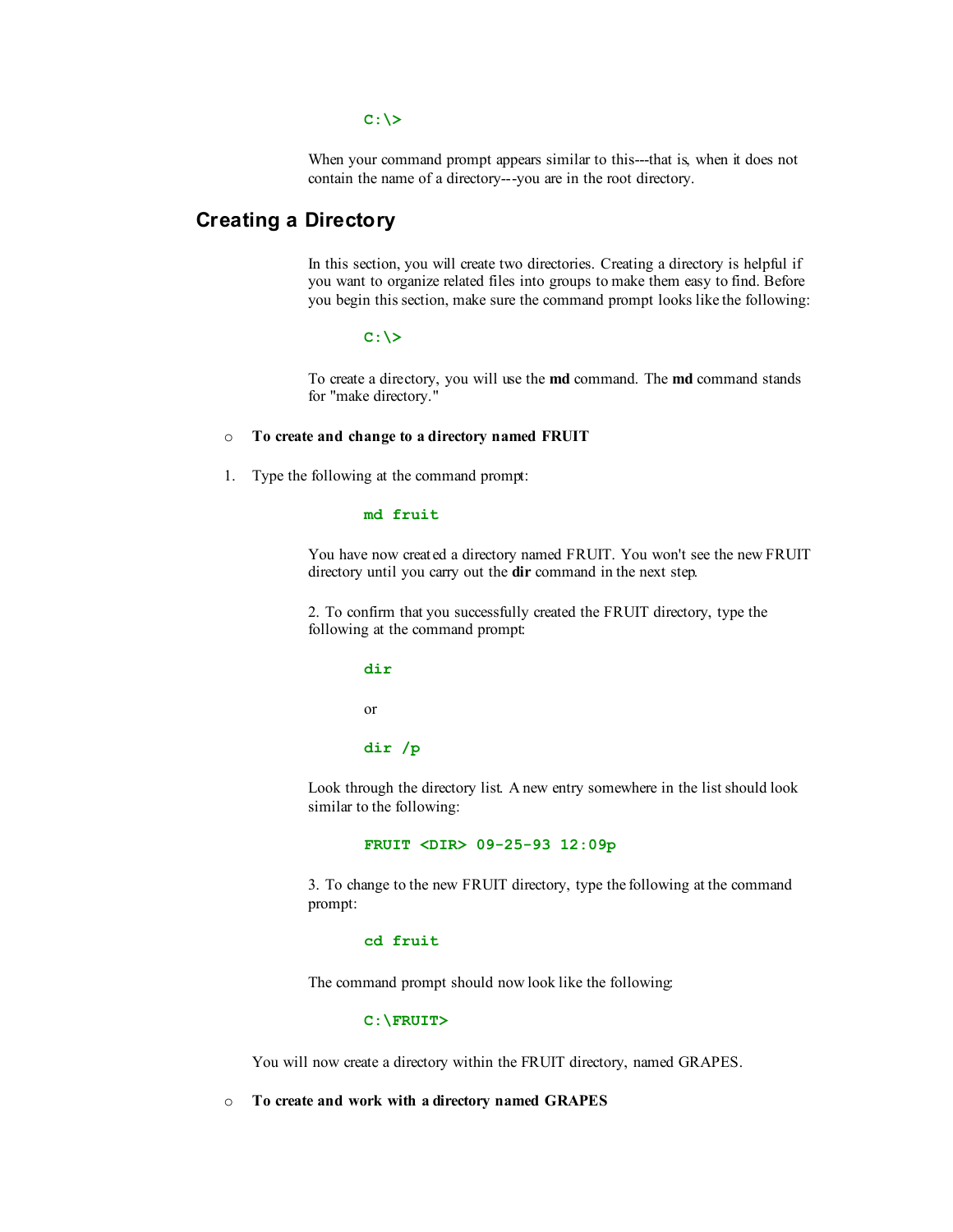```
C:\>
```

When your command prompt appears similar to this---that is, when it does not contain the name of a directory---you are in the root directory.

## Creating a Directory

In this section, you will create two directories. Creating a directory is helpful if you want to organize related files into groups to make them easy to find. Before you begin this section, make sure the command prompt looks like the following:

```
C:\>
```

To create a directory, you will use the **md** command. The **md** command stands for "make directory."

- **To create and change to a directory named FRUIT**

1. Type the following at the command prompt:

```
md fruit
```

You have now created a directory named FRUIT. You won't see the new FRUIT directory until you carry out the **dir** command in the next step.

2. To confirm that you successfully created the FRUIT directory, type the following at the command prompt:

```
dir
```

or

```
dir /p
```

Look through the directory list. A new entry somewhere in the list should look similar to the following:

```
FRUIT <DIR> 09-25-93 12:09p
```

3. To change to the new FRUIT directory, type the following at the command prompt:

```
cd fruit
```

The command prompt should now look like the following:

```
C:\FRUIT>
```

You will now create a directory within the FRUIT directory, named GRAPES.

- **To create and work with a directory named GRAPES**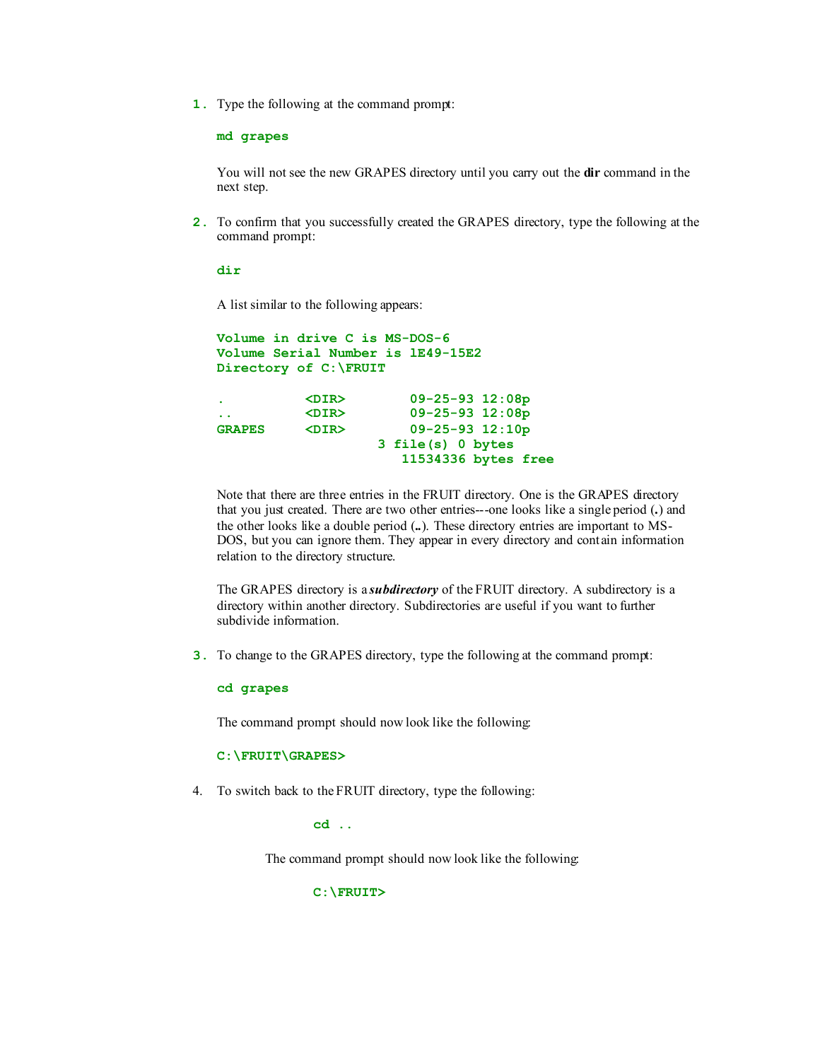1. Type the following at the command prompt:

   ```
   md grapes
   ```

   You will not see the new GRAPES directory until you carry out the **dir** command in the next step.

2. To confirm that you successfully created the GRAPES directory, type the following at the command prompt:

   ```
   dir
   ```

   A list similar to the following appears:

   ```
   Volume in drive C is MS-DOS-6
   Volume Serial Number is 1E49-15E2
   Directory of C:\FRUIT

   .           <DIR>        09-25-93 12:08p
   ..          <DIR>        09-25-93 12:08p
   GRAPES      <DIR>        09-25-93 12:10p
                       3 file(s) 0 bytes
                          11534336 bytes free
   ```

   Note that there are three entries in the FRUIT directory. One is the GRAPES directory that you just created. There are two other entries---one looks like a single period (**.**) and the other looks like a double period (**..**). These directory entries are important to MS-DOS, but you can ignore them. They appear in every directory and contain information relation to the directory structure.

   The GRAPES directory is a ***subdirectory*** of the FRUIT directory. A subdirectory is a directory within another directory. Subdirectories are useful if you want to further subdivide information.

3. To change to the GRAPES directory, type the following at the command prompt:

   ```
   cd grapes
   ```

   The command prompt should now look like the following:

   ```
   C:\FRUIT\GRAPES>
   ```

4. To switch back to the FRUIT directory, type the following:

   ```
   cd ..
   ```

   The command prompt should now look like the following:

   ```
   C:\FRUIT>
   ```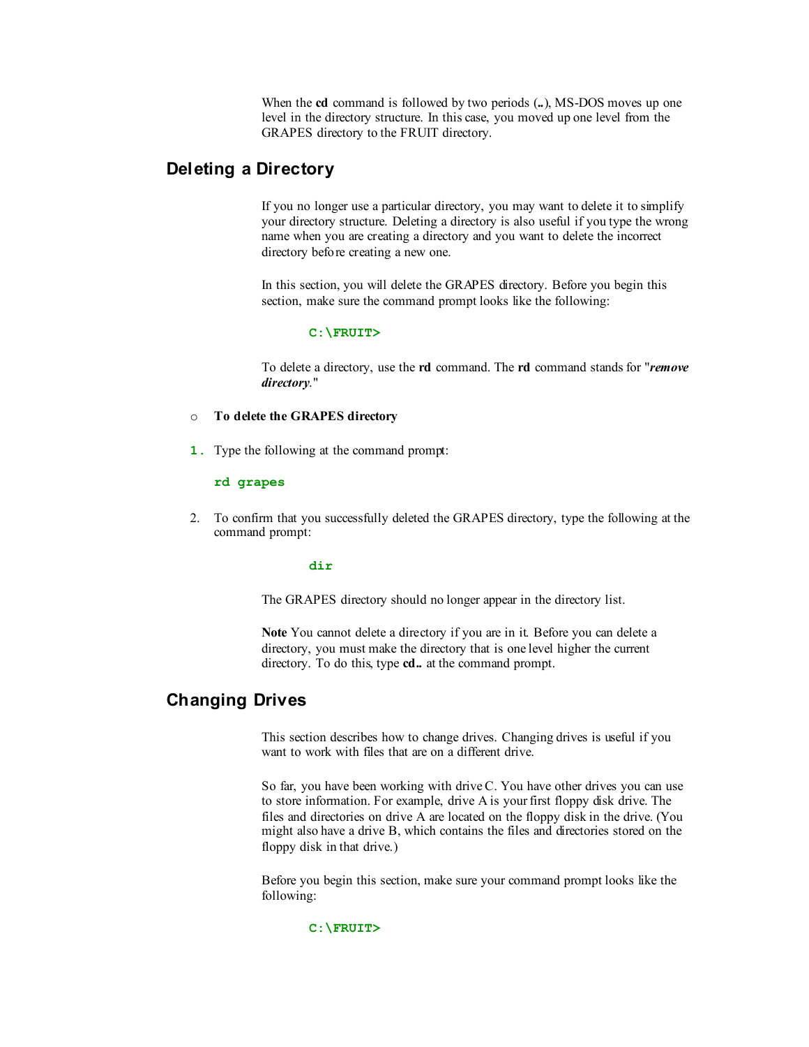When the **cd** command is followed by two periods (**..**), MS-DOS moves up one level in the directory structure. In this case, you moved up one level from the GRAPES directory to the FRUIT directory.

## Deleting a Directory

If you no longer use a particular directory, you may want to delete it to simplify your directory structure. Deleting a directory is also useful if you type the wrong name when you are creating a directory and you want to delete the incorrect directory before creating a new one.

In this section, you will delete the GRAPES directory. Before you begin this section, make sure the command prompt looks like the following:

```
C:\FRUIT>
```

To delete a directory, use the **rd** command. The **rd** command stands for "***remove directory***."

- **To delete the GRAPES directory**

1. Type the following at the command prompt:

   ```
   rd grapes
   ```

2. To confirm that you successfully deleted the GRAPES directory, type the following at the command prompt:

   ```
   dir
   ```

   The GRAPES directory should no longer appear in the directory list.

   **Note** You cannot delete a directory if you are in it. Before you can delete a directory, you must make the directory that is one level higher the current directory. To do this, type **cd..** at the command prompt.

## Changing Drives

This section describes how to change drives. Changing drives is useful if you want to work with files that are on a different drive.

So far, you have been working with drive C. You have other drives you can use to store information. For example, drive A is your first floppy disk drive. The files and directories on drive A are located on the floppy disk in the drive. (You might also have a drive B, which contains the files and directories stored on the floppy disk in that drive.)

Before you begin this section, make sure your command prompt looks like the following:

```
C:\FRUIT>
```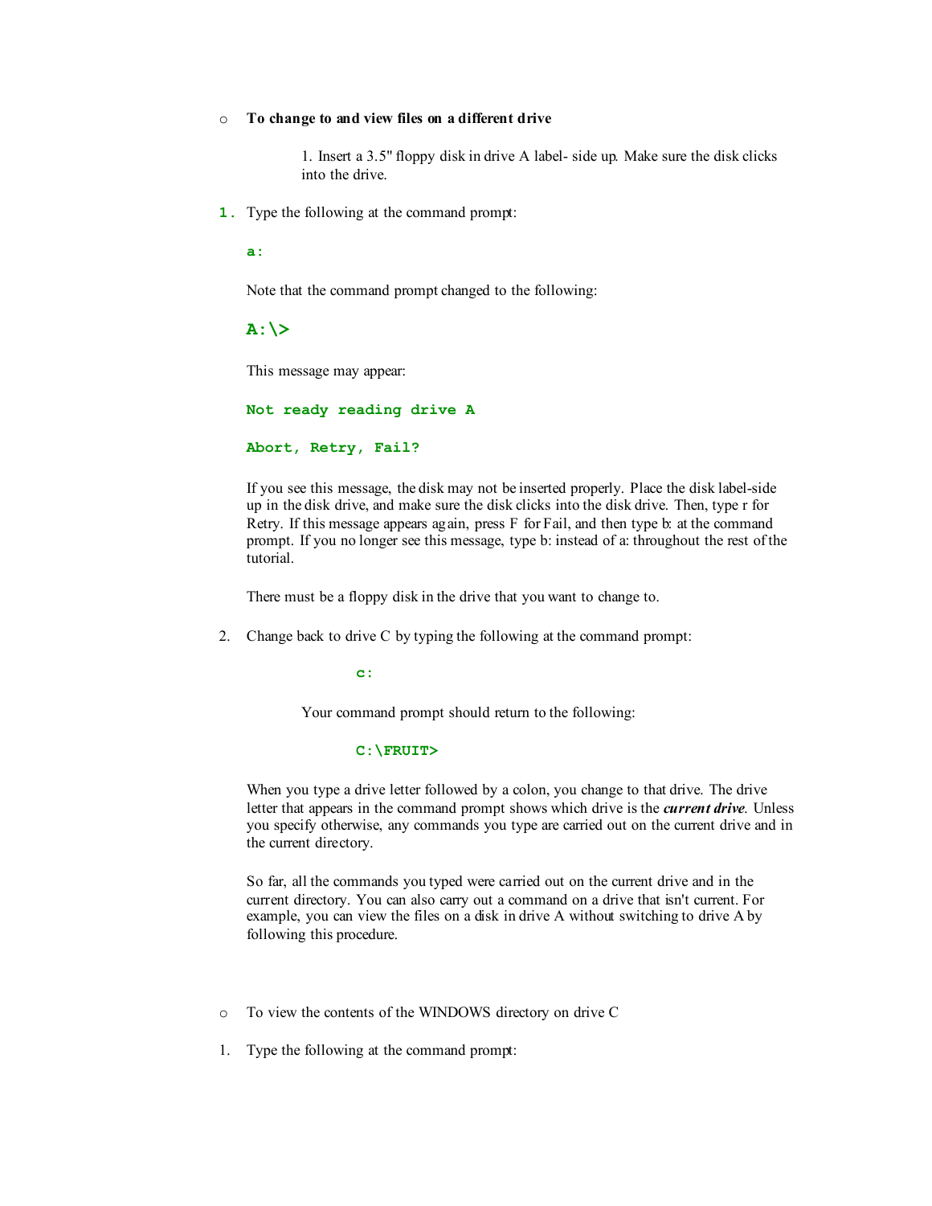- **To change to and view files on a different drive**

  1. Insert a 3.5" floppy disk in drive A label- side up. Make sure the disk clicks into the drive.

1. Type the following at the command prompt:

   ```
   a:
   ```

   Note that the command prompt changed to the following:

   ```
   A:\>
   ```

   This message may appear:

   ```
   Not ready reading drive A

   Abort, Retry, Fail?
   ```

   If you see this message, the disk may not be inserted properly. Place the disk label-side up in the disk drive, and make sure the disk clicks into the disk drive. Then, type r for Retry. If this message appears again, press F for Fail, and then type b: at the command prompt. If you no longer see this message, type b: instead of a: throughout the rest of the tutorial.

   There must be a floppy disk in the drive that you want to change to.

2. Change back to drive C by typing the following at the command prompt:

   ```
   c:
   ```

   Your command prompt should return to the following:

   ```
   C:\FRUIT>
   ```

   When you type a drive letter followed by a colon, you change to that drive. The drive letter that appears in the command prompt shows which drive is the ***current drive***. Unless you specify otherwise, any commands you type are carried out on the current drive and in the current directory.

   So far, all the commands you typed were carried out on the current drive and in the current directory. You can also carry out a command on a drive that isn't current. For example, you can view the files on a disk in drive A without switching to drive A by following this procedure.

- To view the contents of the WINDOWS directory on drive C

1. Type the following at the command prompt: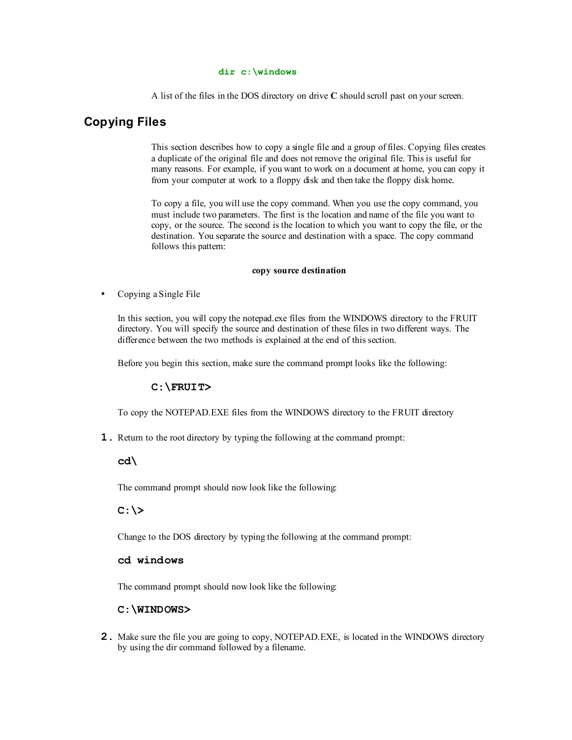```
dir c:\windows
```

A list of the files in the DOS directory on drive **C** should scroll past on your screen.

## Copying Files

This section describes how to copy a single file and a group of files. Copying files creates a duplicate of the original file and does not remove the original file. This is useful for many reasons. For example, if you want to work on a document at home, you can copy it from your computer at work to a floppy disk and then take the floppy disk home.

To copy a file, you will use the copy command. When you use the copy command, you must include two parameters. The first is the location and name of the file you want to copy, or the source. The second is the location to which you want to copy the file, or the destination. You separate the source and destination with a space. The copy command follows this pattern:

**copy source destination**

- Copying a Single File

In this section, you will copy the notepad.exe files from the WINDOWS directory to the FRUIT directory. You will specify the source and destination of these files in two different ways. The difference between the two methods is explained at the end of this section.

Before you begin this section, make sure the command prompt looks like the following:

```
C:\FRUIT>
```

To copy the NOTEPAD.EXE files from the WINDOWS directory to the FRUIT directory

**1.** Return to the root directory by typing the following at the command prompt:

```
cd\
```

The command prompt should now look like the following:

```
C:\>
```

Change to the DOS directory by typing the following at the command prompt:

```
cd windows
```

The command prompt should now look like the following:

```
C:\WINDOWS>
```

**2.** Make sure the file you are going to copy, NOTEPAD.EXE, is located in the WINDOWS directory by using the dir command followed by a filename.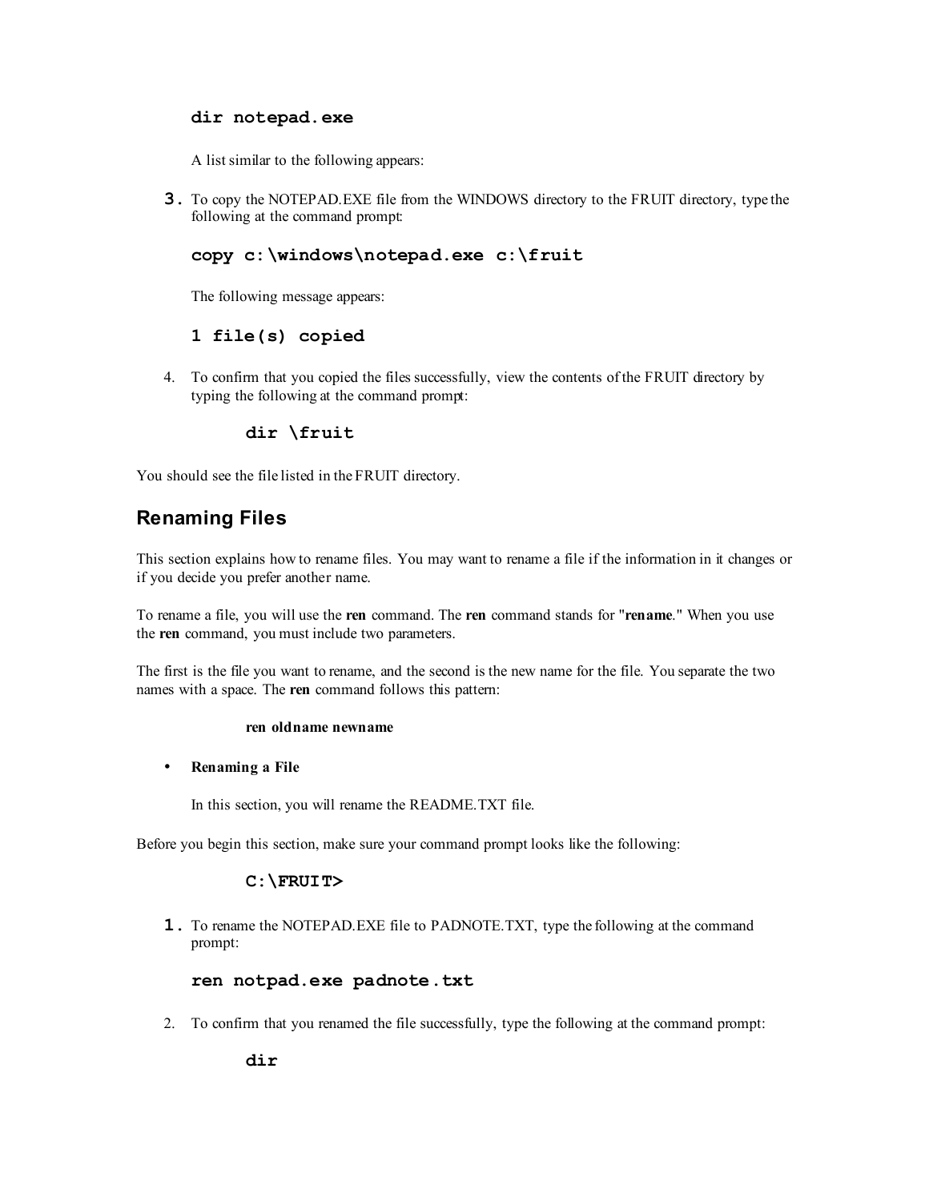```
dir notepad.exe
```

A list similar to the following appears:

3. To copy the NOTEPAD.EXE file from the WINDOWS directory to the FRUIT directory, type the following at the command prompt:

   ```
   copy c:\windows\notepad.exe c:\fruit
   ```

   The following message appears:

   ```
   1 file(s) copied
   ```

4. To confirm that you copied the files successfully, view the contents of the FRUIT directory by typing the following at the command prompt:

   ```
   dir \fruit
   ```

You should see the file listed in the FRUIT directory.

## Renaming Files

This section explains how to rename files. You may want to rename a file if the information in it changes or if you decide you prefer another name.

To rename a file, you will use the **ren** command. The **ren** command stands for "**rename**." When you use the **ren** command, you must include two parameters.

The first is the file you want to rename, and the second is the new name for the file. You separate the two names with a space. The **ren** command follows this pattern:

**ren oldname newname**

- **Renaming a File**

  In this section, you will rename the README.TXT file.

Before you begin this section, make sure your command prompt looks like the following:

```
C:\FRUIT>
```

1. To rename the NOTEPAD.EXE file to PADNOTE.TXT, type the following at the command prompt:

   ```
   ren notpad.exe padnote.txt
   ```

2. To confirm that you renamed the file successfully, type the following at the command prompt:

   ```
   dir
   ```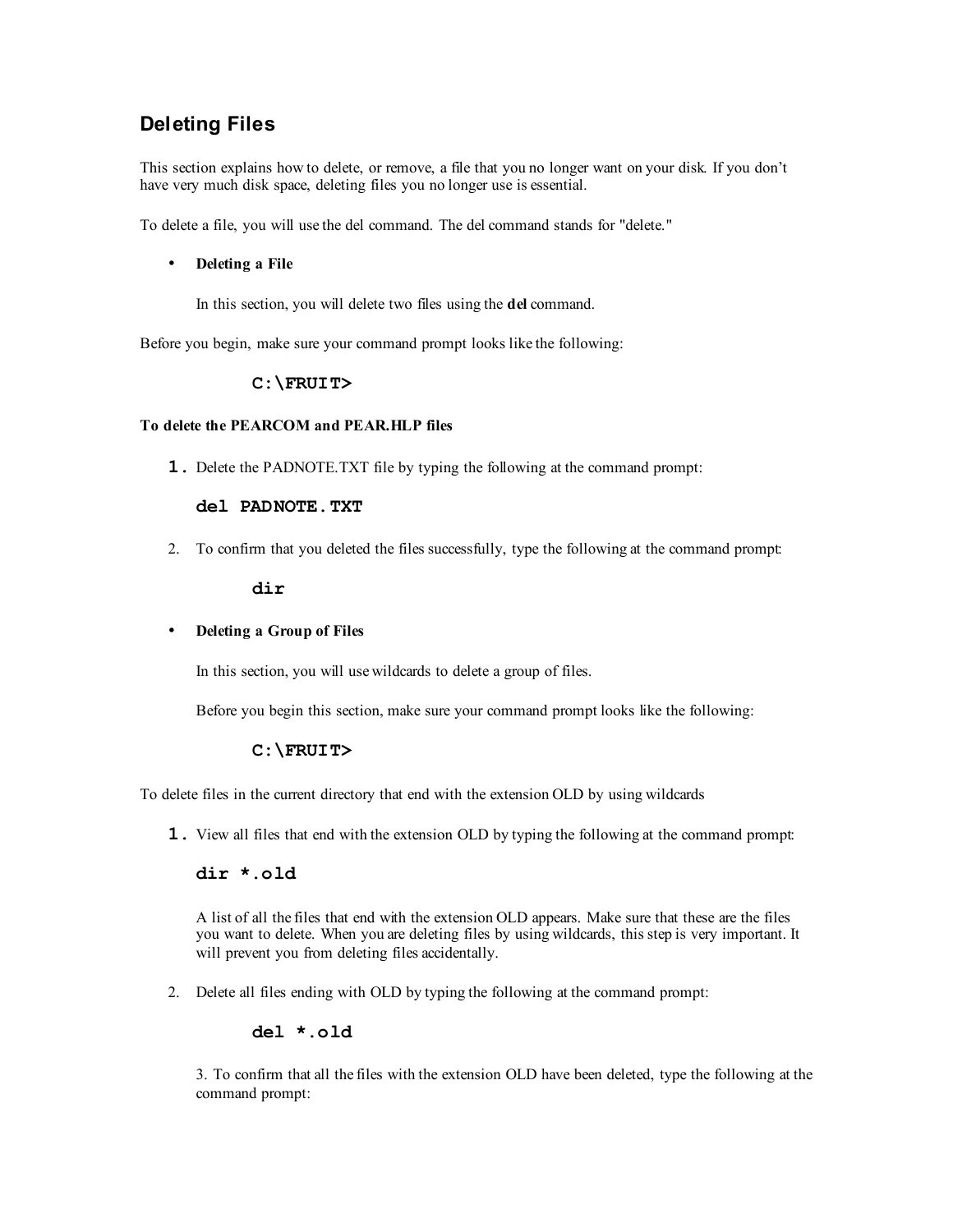## Deleting Files

This section explains how to delete, or remove, a file that you no longer want on your disk. If you don't have very much disk space, deleting files you no longer use is essential.

To delete a file, you will use the del command. The del command stands for "delete."

- **Deleting a File**

  In this section, you will delete two files using the **del** command.

Before you begin, make sure your command prompt looks like the following:

```
C:\FRUIT>
```

**To delete the PEARCOM and PEAR.HLP files**

1. Delete the PADNOTE.TXT file by typing the following at the command prompt:

   ```
   del PADNOTE.TXT
   ```

2. To confirm that you deleted the files successfully, type the following at the command prompt:

   ```
   dir
   ```

- **Deleting a Group of Files**

  In this section, you will use wildcards to delete a group of files.

  Before you begin this section, make sure your command prompt looks like the following:

  ```
  C:\FRUIT>
  ```

To delete files in the current directory that end with the extension OLD by using wildcards

1. View all files that end with the extension OLD by typing the following at the command prompt:

   ```
   dir *.old
   ```

   A list of all the files that end with the extension OLD appears. Make sure that these are the files you want to delete. When you are deleting files by using wildcards, this step is very important. It will prevent you from deleting files accidentally.

2. Delete all files ending with OLD by typing the following at the command prompt:

   ```
   del *.old
   ```

3. To confirm that all the files with the extension OLD have been deleted, type the following at the command prompt: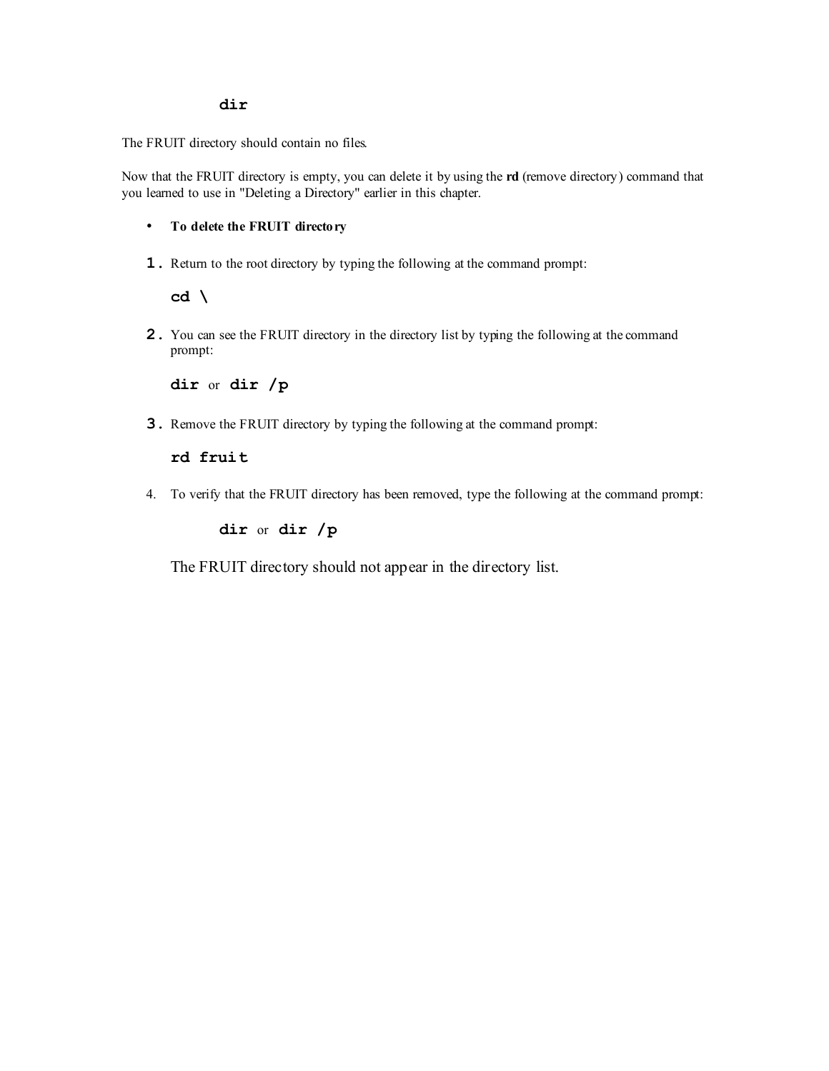```
dir
```

The FRUIT directory should contain no files.

Now that the FRUIT directory is empty, you can delete it by using the **rd** (remove directory) command that you learned to use in "Deleting a Directory" earlier in this chapter.

- **To delete the FRUIT directory**

1. Return to the root directory by typing the following at the command prompt:

   **cd \\**

2. You can see the FRUIT directory in the directory list by typing the following at the command prompt:

   **dir** or **dir /p**

3. Remove the FRUIT directory by typing the following at the command prompt:

   **rd fruit**

4. To verify that the FRUIT directory has been removed, type the following at the command prompt:

   **dir** or **dir /p**

   The FRUIT directory should not appear in the directory list.